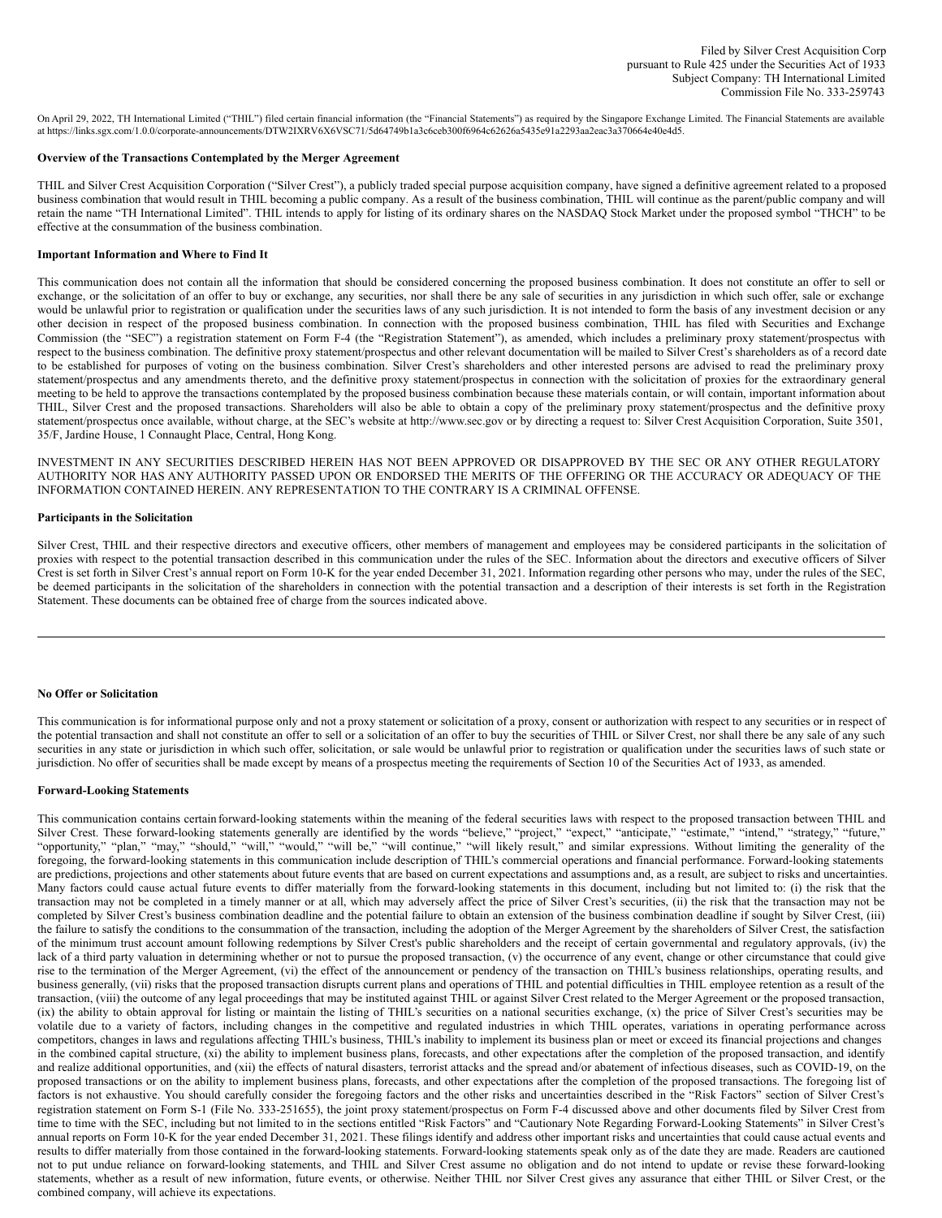Filed by Silver Crest Acquisition Corp
pursuant to Rule 425 under the Securities Act of 1933
Subject Company: TH International Limited
Commission File No. 333-259743

On April 29, 2022, TH International Limited ("THIL") filed certain financial information (the "Financial Statements") as required by the Singapore Exchange Limited. The Financial Statements are available at https://links.sgx.com/1.0.0/corporate-announcements/DTW2IXRV6X6VSC71/5d64749b1a3c6ceb300f6964c62626a5435e91a2293aa2eac3a370664e40e4d5.

**Overview of the Transactions Contemplated by the Merger Agreement**

THIL and Silver Crest Acquisition Corporation ("Silver Crest"), a publicly traded special purpose acquisition company, have signed a definitive agreement related to a proposed business combination that would result in THIL becoming a public company. As a result of the business combination, THIL will continue as the parent/public company and will retain the name "TH International Limited". THIL intends to apply for listing of its ordinary shares on the NASDAQ Stock Market under the proposed symbol "THCH" to be effective at the consummation of the business combination.

**Important Information and Where to Find It**

This communication does not contain all the information that should be considered concerning the proposed business combination. It does not constitute an offer to sell or exchange, or the solicitation of an offer to buy or exchange, any securities, nor shall there be any sale of securities in any jurisdiction in which such offer, sale or exchange would be unlawful prior to registration or qualification under the securities laws of any such jurisdiction. It is not intended to form the basis of any investment decision or any other decision in respect of the proposed business combination. In connection with the proposed business combination, THIL has filed with Securities and Exchange Commission (the "SEC") a registration statement on Form F-4 (the "Registration Statement"), as amended, which includes a preliminary proxy statement/prospectus with respect to the business combination. The definitive proxy statement/prospectus and other relevant documentation will be mailed to Silver Crest's shareholders as of a record date to be established for purposes of voting on the business combination. Silver Crest's shareholders and other interested persons are advised to read the preliminary proxy statement/prospectus and any amendments thereto, and the definitive proxy statement/prospectus in connection with the solicitation of proxies for the extraordinary general meeting to be held to approve the transactions contemplated by the proposed business combination because these materials contain, or will contain, important information about THIL, Silver Crest and the proposed transactions. Shareholders will also be able to obtain a copy of the preliminary proxy statement/prospectus and the definitive proxy statement/prospectus once available, without charge, at the SEC's website at http://www.sec.gov or by directing a request to: Silver Crest Acquisition Corporation, Suite 3501, 35/F, Jardine House, 1 Connaught Place, Central, Hong Kong.

INVESTMENT IN ANY SECURITIES DESCRIBED HEREIN HAS NOT BEEN APPROVED OR DISAPPROVED BY THE SEC OR ANY OTHER REGULATORY AUTHORITY NOR HAS ANY AUTHORITY PASSED UPON OR ENDORSED THE MERITS OF THE OFFERING OR THE ACCURACY OR ADEQUACY OF THE INFORMATION CONTAINED HEREIN. ANY REPRESENTATION TO THE CONTRARY IS A CRIMINAL OFFENSE.

**Participants in the Solicitation**

Silver Crest, THIL and their respective directors and executive officers, other members of management and employees may be considered participants in the solicitation of proxies with respect to the potential transaction described in this communication under the rules of the SEC. Information about the directors and executive officers of Silver Crest is set forth in Silver Crest's annual report on Form 10-K for the year ended December 31, 2021. Information regarding other persons who may, under the rules of the SEC, be deemed participants in the solicitation of the shareholders in connection with the potential transaction and a description of their interests is set forth in the Registration Statement. These documents can be obtained free of charge from the sources indicated above.

---

**No Offer or Solicitation**

This communication is for informational purpose only and not a proxy statement or solicitation of a proxy, consent or authorization with respect to any securities or in respect of the potential transaction and shall not constitute an offer to sell or a solicitation of an offer to buy the securities of THIL or Silver Crest, nor shall there be any sale of any such securities in any state or jurisdiction in which such offer, solicitation, or sale would be unlawful prior to registration or qualification under the securities laws of such state or jurisdiction. No offer of securities shall be made except by means of a prospectus meeting the requirements of Section 10 of the Securities Act of 1933, as amended.

**Forward-Looking Statements**

This communication contains certain forward-looking statements within the meaning of the federal securities laws with respect to the proposed transaction between THIL and Silver Crest. These forward-looking statements generally are identified by the words "believe," "project," "expect," "anticipate," "estimate," "intend," "strategy," "future," "opportunity," "plan," "may," "should," "will," "would," "will be," "will continue," "will likely result," and similar expressions. Without limiting the generality of the foregoing, the forward-looking statements in this communication include description of THIL's commercial operations and financial performance. Forward-looking statements are predictions, projections and other statements about future events that are based on current expectations and assumptions and, as a result, are subject to risks and uncertainties. Many factors could cause actual future events to differ materially from the forward-looking statements in this document, including but not limited to: (i) the risk that the transaction may not be completed in a timely manner or at all, which may adversely affect the price of Silver Crest's securities, (ii) the risk that the transaction may not be completed by Silver Crest's business combination deadline and the potential failure to obtain an extension of the business combination deadline if sought by Silver Crest, (iii) the failure to satisfy the conditions to the consummation of the transaction, including the adoption of the Merger Agreement by the shareholders of Silver Crest, the satisfaction of the minimum trust account amount following redemptions by Silver Crest's public shareholders and the receipt of certain governmental and regulatory approvals, (iv) the lack of a third party valuation in determining whether or not to pursue the proposed transaction, (v) the occurrence of any event, change or other circumstance that could give rise to the termination of the Merger Agreement, (vi) the effect of the announcement or pendency of the transaction on THIL's business relationships, operating results, and business generally, (vii) risks that the proposed transaction disrupts current plans and operations of THIL and potential difficulties in THIL employee retention as a result of the transaction, (viii) the outcome of any legal proceedings that may be instituted against THIL or against Silver Crest related to the Merger Agreement or the proposed transaction, (ix) the ability to obtain approval for listing or maintain the listing of THIL's securities on a national securities exchange, (x) the price of Silver Crest's securities may be volatile due to a variety of factors, including changes in the competitive and regulated industries in which THIL operates, variations in operating performance across competitors, changes in laws and regulations affecting THIL's business, THIL's inability to implement its business plan or meet or exceed its financial projections and changes in the combined capital structure, (xi) the ability to implement business plans, forecasts, and other expectations after the completion of the proposed transaction, and identify and realize additional opportunities, and (xii) the effects of natural disasters, terrorist attacks and the spread and/or abatement of infectious diseases, such as COVID-19, on the proposed transactions or on the ability to implement business plans, forecasts, and other expectations after the completion of the proposed transactions. The foregoing list of factors is not exhaustive. You should carefully consider the foregoing factors and the other risks and uncertainties described in the "Risk Factors" section of Silver Crest's registration statement on Form S-1 (File No. 333-251655), the joint proxy statement/prospectus on Form F-4 discussed above and other documents filed by Silver Crest from time to time with the SEC, including but not limited to in the sections entitled "Risk Factors" and "Cautionary Note Regarding Forward-Looking Statements" in Silver Crest's annual reports on Form 10-K for the year ended December 31, 2021. These filings identify and address other important risks and uncertainties that could cause actual events and results to differ materially from those contained in the forward-looking statements. Forward-looking statements speak only as of the date they are made. Readers are cautioned not to put undue reliance on forward-looking statements, and THIL and Silver Crest assume no obligation and do not intend to update or revise these forward-looking statements, whether as a result of new information, future events, or otherwise. Neither THIL nor Silver Crest gives any assurance that either THIL or Silver Crest, or the combined company, will achieve its expectations.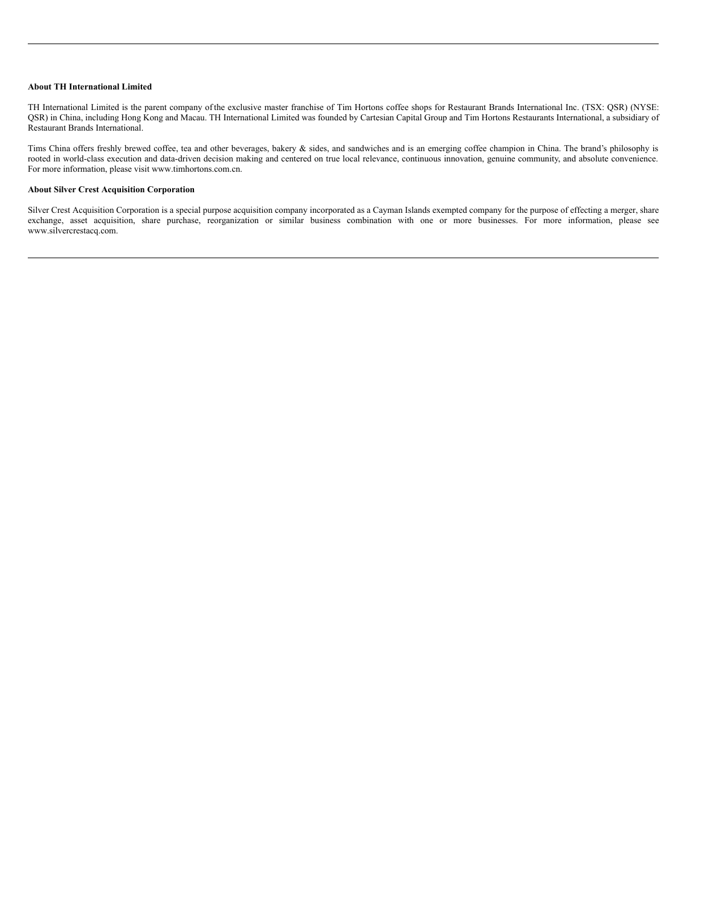**About TH International Limited**

TH International Limited is the parent company of the exclusive master franchise of Tim Hortons coffee shops for Restaurant Brands International Inc. (TSX: QSR) (NYSE: QSR) in China, including Hong Kong and Macau. TH International Limited was founded by Cartesian Capital Group and Tim Hortons Restaurants International, a subsidiary of Restaurant Brands International.

Tims China offers freshly brewed coffee, tea and other beverages, bakery & sides, and sandwiches and is an emerging coffee champion in China. The brand's philosophy is rooted in world-class execution and data-driven decision making and centered on true local relevance, continuous innovation, genuine community, and absolute convenience. For more information, please visit www.timhortons.com.cn.

**About Silver Crest Acquisition Corporation**

Silver Crest Acquisition Corporation is a special purpose acquisition company incorporated as a Cayman Islands exempted company for the purpose of effecting a merger, share exchange, asset acquisition, share purchase, reorganization or similar business combination with one or more businesses. For more information, please see www.silvercrestacq.com.